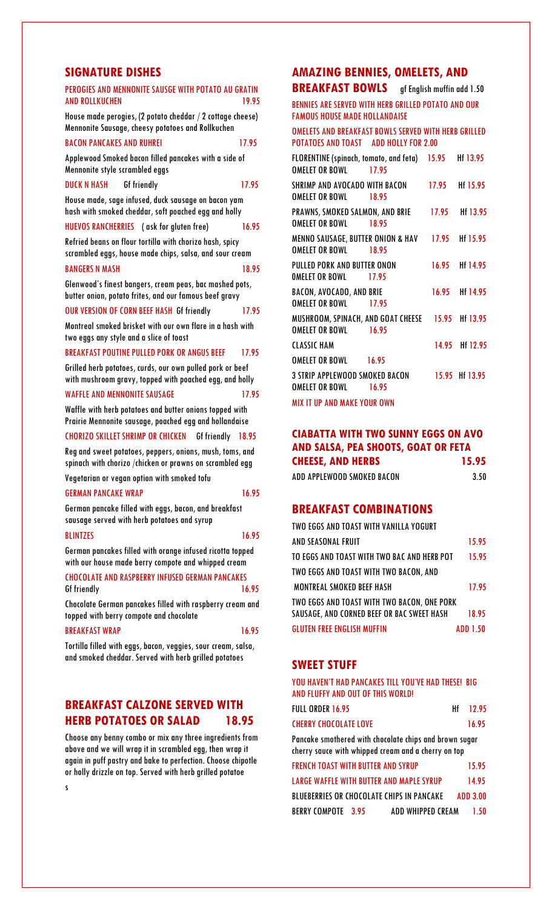## SIGNATURE DISHES

**PEROGIES AND MENNONITE SAUSGE WITH POTATO AU GRATIN AND ROLLKUCHEN** 19.95

House made perogies, (2 potato cheddar / 2 cottage cheese) Mennonite Sausage, cheesy potatoes and Rollkuchen

**BACON PANCAKES AND RUHREI** 17.95

Applewood Smoked bacon filled pancakes with a side of Mennonite style scrambled eggs

**DUCK N HASH** Gf friendly 17.95

House made, sage infused, duck sausage on bacon yam hash with smoked cheddar, soft poached egg and holly

**HUEVOS RANCHERRIES** ( ask for gluten free) 16.95

Refried beans on flour tortilla with chorizo hash, spicy scrambled eggs, house made chips, salsa, and sour cream

**BANGERS N MASH** 18.95

Glenwood's finest bangers, cream peas, bac mashed pots, butter onion, potato frites, and our famous beef gravy

**OUR VERSION OF CORN BEEF HASH** Gf friendly 17.95

Montreal smoked brisket with our own flare in a hash with two eggs any style and a slice of toast

**BREAKFAST POUTINE PULLED PORK OR ANGUS BEEF** 17.95

Grilled herb potatoes, curds, our own pulled pork or beef with mushroom gravy, topped with poached egg, and holly

**WAFFLE AND MENNONITE SAUSAGE** 17.95

Waffle with herb potatoes and butter onions topped with Prairie Mennonite sausage, poached egg and hollandaise

**CHORIZO SKILLET SHRIMP OR CHICKEN** Gf friendly 18.95

Reg and sweet potatoes, peppers, onions, mush, toms, and spinach with chorizo /chicken or prawns on scrambled egg

Vegetarian or vegan option with smoked tofu

**GERMAN PANCAKE WRAP** 16.95

German pancake filled with eggs, bacon, and breakfast sausage served with herb potatoes and syrup

**BLINTZES** 16.95

German pancakes filled with orange infused ricotta topped with our house made berry compote and whipped cream

**CHOCOLATE AND RASPBERRY INFUSED GERMAN PANCAKES** Gf friendly 16.95

Chocolate German pancakes filled with raspberry cream and topped with berry compote and chocolate

**BREAKFAST WRAP** 16.95

Tortilla filled with eggs, bacon, veggies, sour cream, salsa, and smoked cheddar. Served with herb grilled potatoes

## BREAKFAST CALZONE SERVED WITH HERB POTATOES OR SALAD 18.95

Choose any benny combo or mix any three ingredients from above and we will wrap it in scrambled egg, then wrap it again in puff pastry and bake to perfection. Choose chipotle or holly drizzle on top. Served with herb grilled potatoe

s

## AMAZING BENNIES, OMELETS, AND BREAKFAST BOWLS

gf English muffin add 1.50

BENNIES ARE SERVED WITH HERB GRILLED POTATO AND OUR FAMOUS HOUSE MADE HOLLANDAISE

OMELETS AND BREAKFAST BOWLS SERVED WITH HERB GRILLED POTATOES AND TOAST ADD HOLLY FOR 2.00

| Item | Benny | Hf | Omelet or Bowl |
|---|---|---|---|
| FLORENTINE (spinach, tomato, and feta) | 15.95 | Hf 13.95 | 17.95 |
| SHRIMP AND AVOCADO WITH BACON | 17.95 | Hf 15.95 | 18.95 |
| PRAWNS, SMOKED SALMON, AND BRIE | 17.95 | Hf 13.95 | 18.95 |
| MENNO SAUSAGE, BUTTER ONION & HAV | 17.95 | Hf 15.95 | 18.95 |
| PULLED PORK AND BUTTER ONON | 16.95 | Hf 14.95 | 17.95 |
| BACON, AVOCADO, AND BRIE | 16.95 | Hf 14.95 | 17.95 |
| MUSHROOM, SPINACH, AND GOAT CHEESE | 15.95 | Hf 13.95 | 16.95 |
| CLASSIC HAM | 14.95 | Hf 12.95 | 16.95 |
| 3 STRIP APPLEWOOD SMOKED BACON | 15.95 | Hf 13.95 | 16.95 |

MIX IT UP AND MAKE YOUR OWN

## CIABATTA WITH TWO SUNNY EGGS ON AVO AND SALSA, PEA SHOOTS, GOAT OR FETA CHEESE, AND HERBS 15.95

ADD APPLEWOOD SMOKED BACON 3.50

## BREAKFAST COMBINATIONS

| Item | Price |
|---|---|
| TWO EGGS AND TOAST WITH VANILLA YOGURT AND SEASONAL FRUIT | 15.95 |
| TO EGGS AND TOAST WITH TWO BAC AND HERB POT | 15.95 |
| TWO EGGS AND TOAST WITH TWO BACON, AND MONTREAL SMOKED BEEF HASH | 17.95 |
| TWO EGGS AND TOAST WITH TWO BACON, ONE PORK SAUSAGE, AND CORNED BEEF OR BAC SWEET HASH | 18.95 |
| GLUTEN FREE ENGLISH MUFFIN | ADD 1.50 |

## SWEET STUFF

YOU HAVEN'T HAD PANCAKES TILL YOU'VE HAD THESE! BIG AND FLUFFY AND OUT OF THIS WORLD!

FULL ORDER 16.95 Hf 12.95

**CHERRY CHOCOLATE LOVE** 16.95

Pancake smothered with chocolate chips and brown sugar cherry sauce with whipped cream and a cherry on top

| Item | Price |
|---|---|
| FRENCH TOAST WITH BUTTER AND SYRUP | 15.95 |
| LARGE WAFFLE WITH BUTTER AND MAPLE SYRUP | 14.95 |
| BLUEBERRIES OR CHOCOLATE CHIPS IN PANCAKE | ADD 3.00 |
| BERRY COMPOTE | 3.95 |
| ADD WHIPPED CREAM | 1.50 |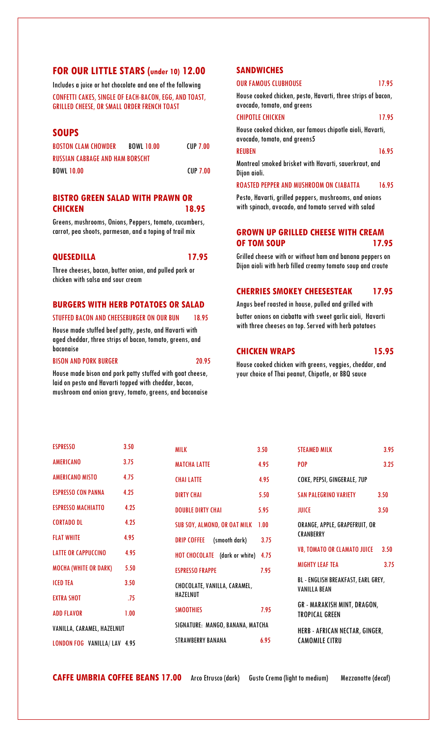## FOR OUR LITTLE STARS (under 10) 12.00

Includes a juice or hot chocolate and one of the following

CONFETTI CAKES, SINGLE OF EACH-BACON, EGG, AND TOAST, GRILLED CHEESE, OR SMALL ORDER FRENCH TOAST

## SOUPS

BOSTON CLAM CHOWDER BOWL 10.00 CUP 7.00

RUSSIAN CABBAGE AND HAM BORSCHT

BOWL 10.00 CUP 7.00

## BISTRO GREEN SALAD WITH PRAWN OR CHICKEN 18.95

Greens, mushrooms, Onions, Peppers, tomato, cucumbers, carrot, pea shoots, parmesan, and a toping of trail mix

## QUESEDILLA 17.95

Three cheeses, bacon, butter onion, and pulled pork or chicken with salsa and sour cream

## BURGERS WITH HERB POTATOES OR SALAD

STUFFED BACON AND CHEESEBURGER ON OUR BUN 18.95

House made stuffed beef patty, pesto, and Havarti with aged cheddar, three strips of bacon, tomato, greens, and baconaise

BISON AND PORK BURGER 20.95

House made bison and pork patty stuffed with goat cheese, laid on pesto and Havarti topped with cheddar, bacon, mushroom and onion gravy, tomato, greens, and baconaise

## SANDWICHES

OUR FAMOUS CLUBHOUSE 17.95

House cooked chicken, pesto, Havarti, three strips of bacon, avocado, tomato, and greens

CHIPOTLE CHICKEN 17.95

House cooked chicken, our famous chipotle aioli, Havarti, avocado, tomato, and greens5

REUBEN 16.95

Montreal smoked brisket with Havarti, sauerkraut, and Dijon aioli.

ROASTED PEPPER AND MUSHROOM ON CIABATTA 16.95

Pesto, Havarti, grilled peppers, mushrooms, and onions with spinach, avocado, and tomato served with salad

## GROWN UP GRILLED CHEESE WITH CREAM OF TOM SOUP 17.95

Grilled cheese with or without ham and banana peppers on Dijon aioli with herb filled creamy tomato soup and croute

## CHERRIES SMOKEY CHEESESTEAK 17.95

Angus beef roasted in house, pulled and grilled with butter onions on ciabatta with sweet garlic aioli, Havarti with three cheeses on top. Served with herb potatoes

## CHICKEN WRAPS 15.95

House cooked chicken with greens, veggies, cheddar, and your choice of Thai peanut, Chipotle, or BBQ sauce

| | |
|---|---|
| ESPRESSO | 3.50 |
| AMERICANO | 3.75 |
| AMERICANO MISTO | 4.75 |
| ESPRESSO CON PANNA | 4.25 |
| ESPRESSO MACHIATTO | 4.25 |
| CORTADO DL | 4.25 |
| FLAT WHITE | 4.95 |
| LATTE OR CAPPUCCINO | 4.95 |
| MOCHA (WHITE OR DARK) | 5.50 |
| ICED TEA | 3.50 |
| EXTRA SHOT | .75 |
| ADD FLAVOR | 1.00 |
| VANILLA, CARAMEL, HAZELNUT | |
| LONDON FOG VANILLA/ LAV | 4.95 |

| | |
|---|---|
| MILK | 3.50 |
| MATCHA LATTE | 4.95 |
| CHAI LATTE | 4.95 |
| DIRTY CHAI | 5.50 |
| DOUBLE DIRTY CHAI | 5.95 |
| SUB SOY, ALMOND, OR OAT MILK | 1.00 |
| DRIP COFFEE (smooth dark) | 3.75 |
| HOT CHOCOLATE (dark or white) | 4.75 |
| ESPRESSO FRAPPE | 7.95 |
| CHOCOLATE, VANILLA, CARAMEL, HAZELNUT | |
| SMOOTHIES | 7.95 |
| SIGNATURE: MANGO, BANANA, MATCHA | |
| STRAWBERRY BANANA | 6.95 |

| | |
|---|---|
| STEAMED MILK | 3.95 |
| POP | 3.25 |
| COKE, PEPSI, GINGERALE, 7UP | |
| SAN PALEGRINO VARIETY | 3.50 |
| JUICE | 3.50 |
| ORANGE, APPLE, GRAPEFRUIT, OR CRANBERRY | |
| V8, TOMATO OR CLAMATO JUICE | 3.50 |
| MIGHTY LEAF TEA | 3.75 |
| BL - ENGLISH BREAKFAST, EARL GREY, VANILLA BEAN | |
| GR - MARAKISH MINT, DRAGON, TROPICAL GREEN | |
| HERB - AFRICAN NECTAR, GINGER, CAMOMILE CITRU | |

**CAFFE UMBRIA COFFEE BEANS 17.00** Arco Etrusco (dark) Gusto Crema (light to medium) Mezzanotte (decaf)